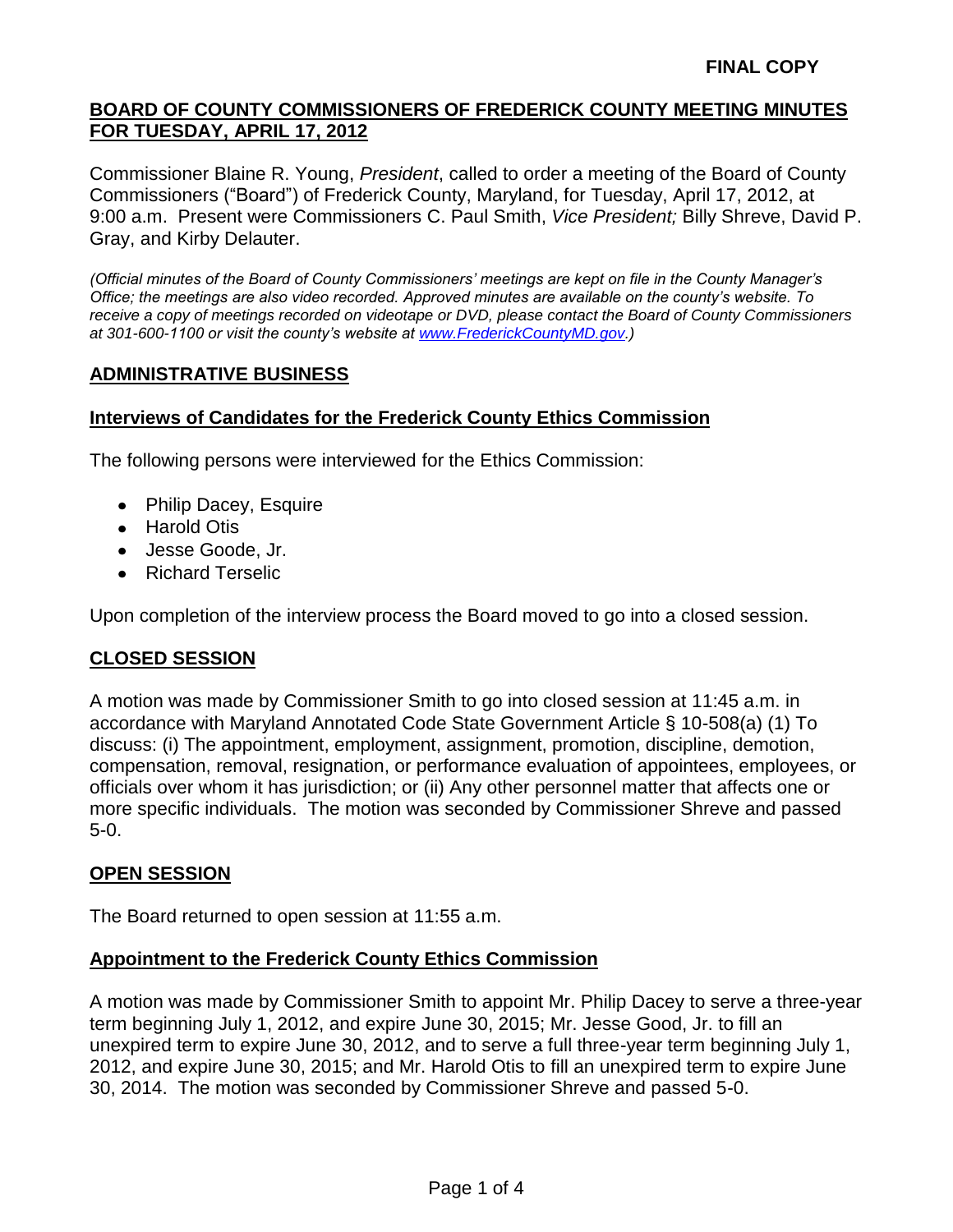**FINAL COPY**

## BOARD OF COUNTY COMMISSIONERS OF FREDERICK COUNTY MEETING MINUTES FOR TUESDAY, APRIL 17, 2012

Commissioner Blaine R. Young, *President*, called to order a meeting of the Board of County Commissioners ("Board") of Frederick County, Maryland, for Tuesday, April 17, 2012, at 9:00 a.m. Present were Commissioners C. Paul Smith, *Vice President;* Billy Shreve, David P. Gray, and Kirby Delauter.

*(Official minutes of the Board of County Commissioners' meetings are kept on file in the County Manager's Office; the meetings are also video recorded. Approved minutes are available on the county's website. To receive a copy of meetings recorded on videotape or DVD, please contact the Board of County Commissioners at 301-600-1100 or visit the county's website at www.FrederickCountyMD.gov.)*

## ADMINISTRATIVE BUSINESS

### Interviews of Candidates for the Frederick County Ethics Commission

The following persons were interviewed for the Ethics Commission:

- Philip Dacey, Esquire
- Harold Otis
- Jesse Goode, Jr.
- Richard Terselic

Upon completion of the interview process the Board moved to go into a closed session.

## CLOSED SESSION

A motion was made by Commissioner Smith to go into closed session at 11:45 a.m. in accordance with Maryland Annotated Code State Government Article § 10-508(a) (1) To discuss: (i) The appointment, employment, assignment, promotion, discipline, demotion, compensation, removal, resignation, or performance evaluation of appointees, employees, or officials over whom it has jurisdiction; or (ii) Any other personnel matter that affects one or more specific individuals. The motion was seconded by Commissioner Shreve and passed 5-0.

## OPEN SESSION

The Board returned to open session at 11:55 a.m.

### Appointment to the Frederick County Ethics Commission

A motion was made by Commissioner Smith to appoint Mr. Philip Dacey to serve a three-year term beginning July 1, 2012, and expire June 30, 2015; Mr. Jesse Good, Jr. to fill an unexpired term to expire June 30, 2012, and to serve a full three-year term beginning July 1, 2012, and expire June 30, 2015; and Mr. Harold Otis to fill an unexpired term to expire June 30, 2014. The motion was seconded by Commissioner Shreve and passed 5-0.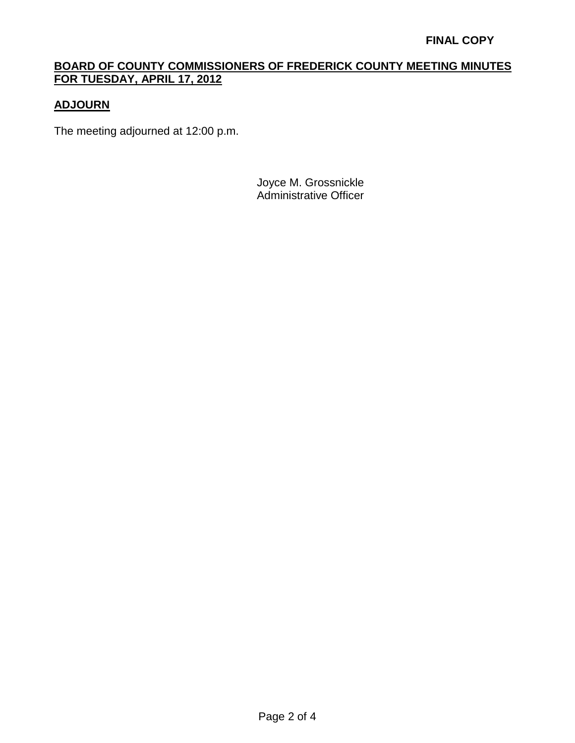**FINAL COPY**

**BOARD OF COUNTY COMMISSIONERS OF FREDERICK COUNTY MEETING MINUTES FOR TUESDAY, APRIL 17, 2012**

## ADJOURN

The meeting adjourned at 12:00 p.m.

Joyce M. Grossnickle
Administrative Officer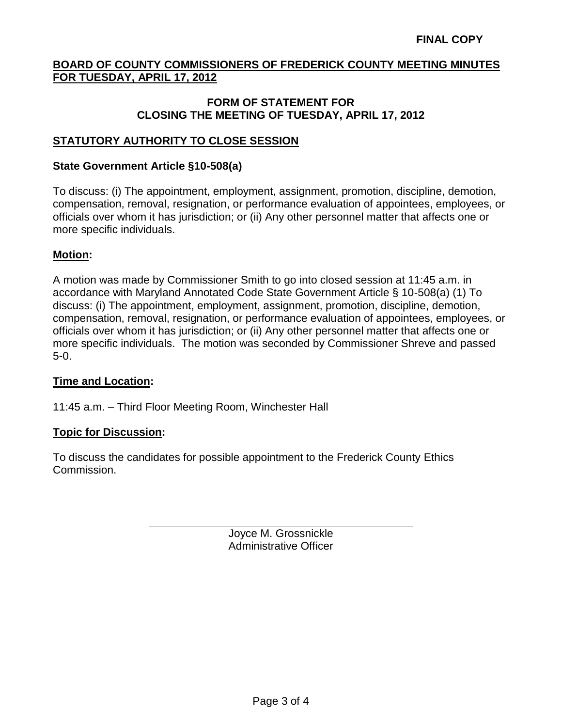**FINAL COPY**

**BOARD OF COUNTY COMMISSIONERS OF FREDERICK COUNTY MEETING MINUTES FOR TUESDAY, APRIL 17, 2012**

**FORM OF STATEMENT FOR CLOSING THE MEETING OF TUESDAY, APRIL 17, 2012**

## STATUTORY AUTHORITY TO CLOSE SESSION

### State Government Article §10-508(a)

To discuss: (i) The appointment, employment, assignment, promotion, discipline, demotion, compensation, removal, resignation, or performance evaluation of appointees, employees, or officials over whom it has jurisdiction; or (ii) Any other personnel matter that affects one or more specific individuals.

### Motion:

A motion was made by Commissioner Smith to go into closed session at 11:45 a.m. in accordance with Maryland Annotated Code State Government Article § 10-508(a) (1) To discuss: (i) The appointment, employment, assignment, promotion, discipline, demotion, compensation, removal, resignation, or performance evaluation of appointees, employees, or officials over whom it has jurisdiction; or (ii) Any other personnel matter that affects one or more specific individuals. The motion was seconded by Commissioner Shreve and passed 5-0.

### Time and Location:

11:45 a.m. – Third Floor Meeting Room, Winchester Hall

### Topic for Discussion:

To discuss the candidates for possible appointment to the Frederick County Ethics Commission.

Joyce M. Grossnickle
Administrative Officer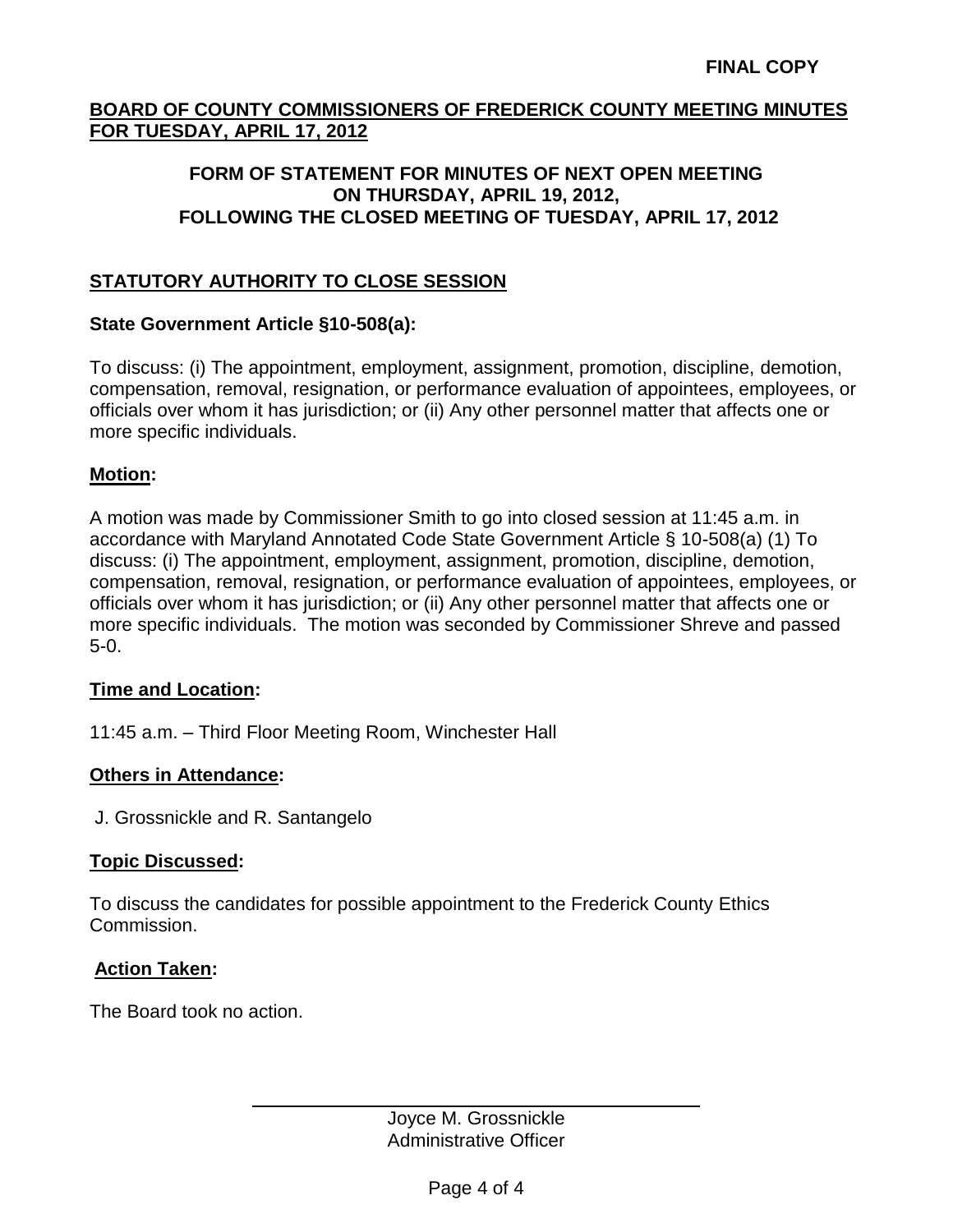**FINAL COPY**

**BOARD OF COUNTY COMMISSIONERS OF FREDERICK COUNTY MEETING MINUTES FOR TUESDAY, APRIL 17, 2012**

**FORM OF STATEMENT FOR MINUTES OF NEXT OPEN MEETING ON THURSDAY, APRIL 19, 2012, FOLLOWING THE CLOSED MEETING OF TUESDAY, APRIL 17, 2012**

## STATUTORY AUTHORITY TO CLOSE SESSION

**State Government Article §10-508(a):**

To discuss: (i) The appointment, employment, assignment, promotion, discipline, demotion, compensation, removal, resignation, or performance evaluation of appointees, employees, or officials over whom it has jurisdiction; or (ii) Any other personnel matter that affects one or more specific individuals.

**Motion:**

A motion was made by Commissioner Smith to go into closed session at 11:45 a.m. in accordance with Maryland Annotated Code State Government Article § 10-508(a) (1) To discuss: (i) The appointment, employment, assignment, promotion, discipline, demotion, compensation, removal, resignation, or performance evaluation of appointees, employees, or officials over whom it has jurisdiction; or (ii) Any other personnel matter that affects one or more specific individuals. The motion was seconded by Commissioner Shreve and passed 5-0.

**Time and Location:**

11:45 a.m. – Third Floor Meeting Room, Winchester Hall

**Others in Attendance:**

J. Grossnickle and R. Santangelo

**Topic Discussed:**

To discuss the candidates for possible appointment to the Frederick County Ethics Commission.

**Action Taken:**

The Board took no action.

Joyce M. Grossnickle
Administrative Officer